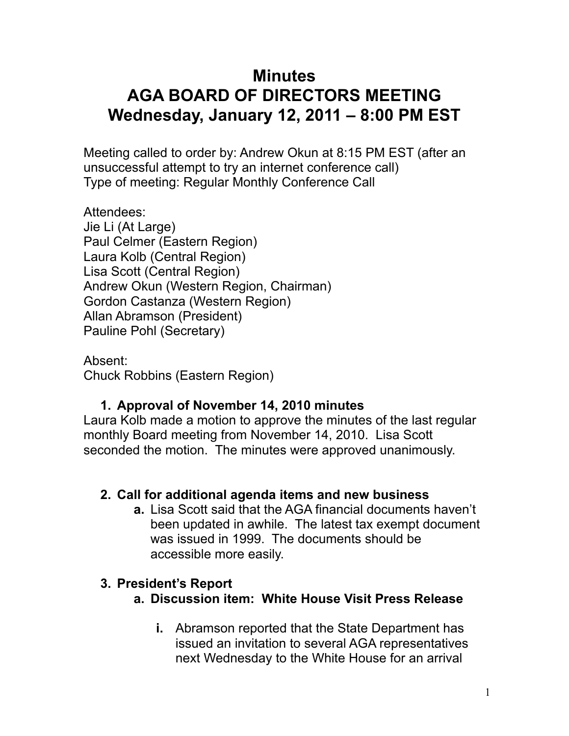# Minutes
# AGA BOARD OF DIRECTORS MEETING
# Wednesday, January 12, 2011 – 8:00 PM EST

Meeting called to order by: Andrew Okun at 8:15 PM EST (after an unsuccessful attempt to try an internet conference call)
Type of meeting: Regular Monthly Conference Call

Attendees:
Jie Li (At Large)
Paul Celmer (Eastern Region)
Laura Kolb (Central Region)
Lisa Scott (Central Region)
Andrew Okun (Western Region, Chairman)
Gordon Castanza (Western Region)
Allan Abramson (President)
Pauline Pohl (Secretary)

Absent:
Chuck Robbins (Eastern Region)

1. **Approval of November 14, 2010 minutes**

Laura Kolb made a motion to approve the minutes of the last regular monthly Board meeting from November 14, 2010. Lisa Scott seconded the motion. The minutes were approved unanimously.

2. **Call for additional agenda items and new business**
   - **a.** Lisa Scott said that the AGA financial documents haven't been updated in awhile. The latest tax exempt document was issued in 1999. The documents should be accessible more easily.

3. **President's Report**
   - **a. Discussion item: White House Visit Press Release**
     - **i.** Abramson reported that the State Department has issued an invitation to several AGA representatives next Wednesday to the White House for an arrival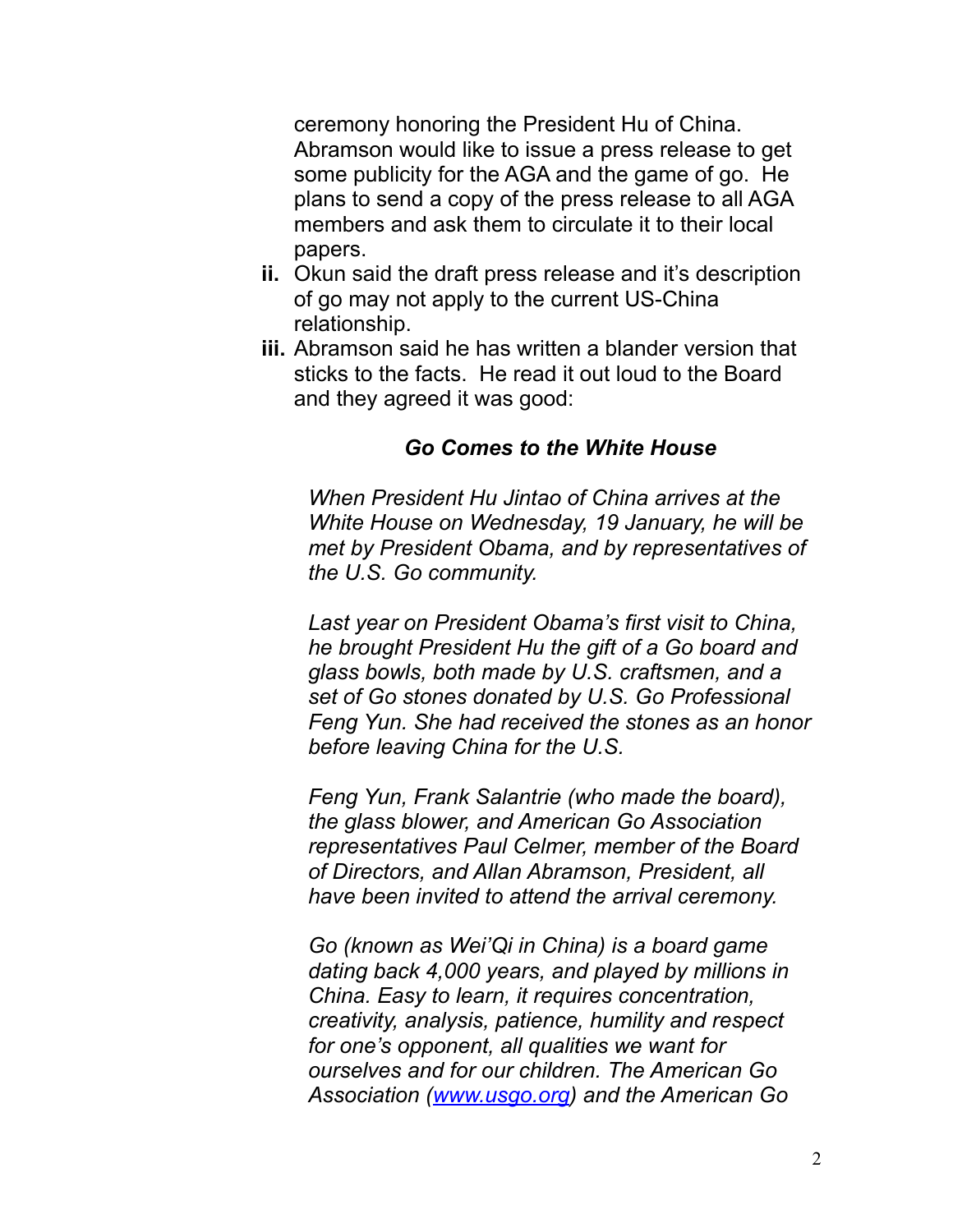ceremony honoring the President Hu of China. Abramson would like to issue a press release to get some publicity for the AGA and the game of go. He plans to send a copy of the press release to all AGA members and ask them to circulate it to their local papers.

ii. Okun said the draft press release and it's description of go may not apply to the current US-China relationship.

iii. Abramson said he has written a blander version that sticks to the facts. He read it out loud to the Board and they agreed it was good:

***Go Comes to the White House***

*When President Hu Jintao of China arrives at the White House on Wednesday, 19 January, he will be met by President Obama, and by representatives of the U.S. Go community.*

*Last year on President Obama's first visit to China, he brought President Hu the gift of a Go board and glass bowls, both made by U.S. craftsmen, and a set of Go stones donated by U.S. Go Professional Feng Yun. She had received the stones as an honor before leaving China for the U.S.*

*Feng Yun, Frank Salantrie (who made the board), the glass blower, and American Go Association representatives Paul Celmer, member of the Board of Directors, and Allan Abramson, President, all have been invited to attend the arrival ceremony.*

*Go (known as Wei'Qi in China) is a board game dating back 4,000 years, and played by millions in China. Easy to learn, it requires concentration, creativity, analysis, patience, humility and respect for one's opponent, all qualities we want for ourselves and for our children. The American Go Association ([www.usgo.org](http://www.usgo.org)) and the American Go*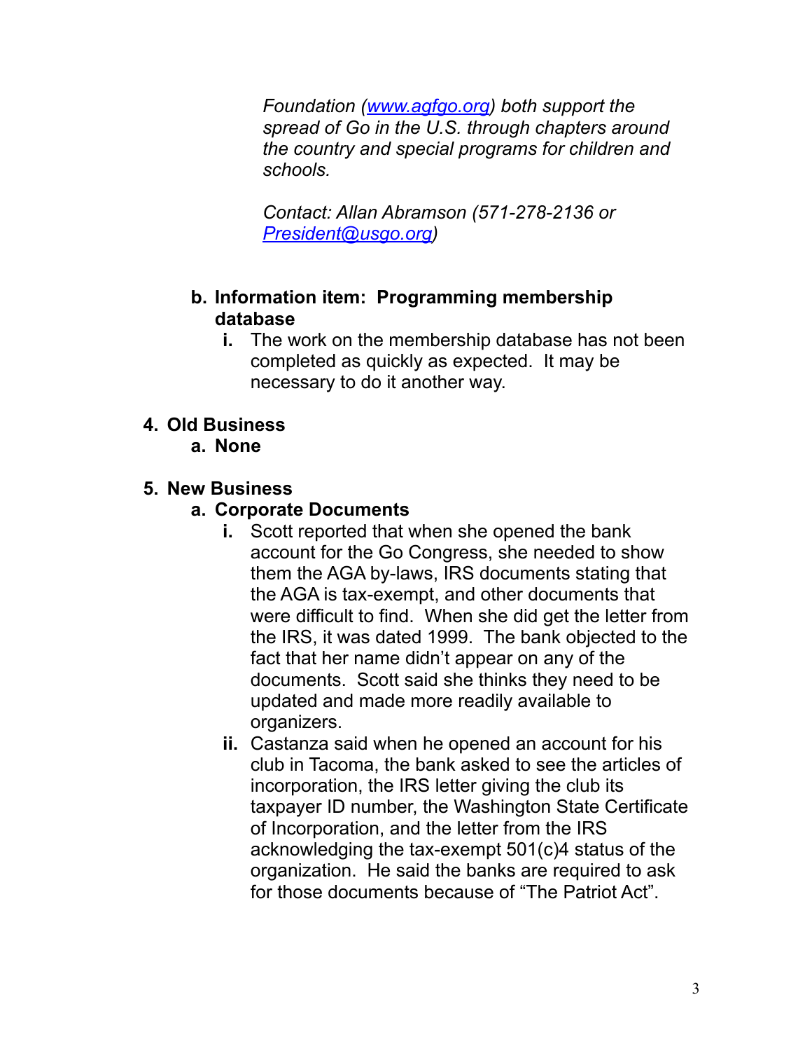*Foundation ([www.agfgo.org](http://www.agfgo.org)) both support the spread of Go in the U.S. through chapters around the country and special programs for children and schools.*

*Contact: Allan Abramson (571-278-2136 or [President@usgo.org](mailto:President@usgo.org))*

b. **Information item: Programming membership database**
   i. The work on the membership database has not been completed as quickly as expected. It may be necessary to do it another way.

4. **Old Business**
   a. **None**

5. **New Business**
   a. **Corporate Documents**
      i. Scott reported that when she opened the bank account for the Go Congress, she needed to show them the AGA by-laws, IRS documents stating that the AGA is tax-exempt, and other documents that were difficult to find. When she did get the letter from the IRS, it was dated 1999. The bank objected to the fact that her name didn't appear on any of the documents. Scott said she thinks they need to be updated and made more readily available to organizers.
      ii. Castanza said when he opened an account for his club in Tacoma, the bank asked to see the articles of incorporation, the IRS letter giving the club its taxpayer ID number, the Washington State Certificate of Incorporation, and the letter from the IRS acknowledging the tax-exempt 501(c)4 status of the organization. He said the banks are required to ask for those documents because of "The Patriot Act".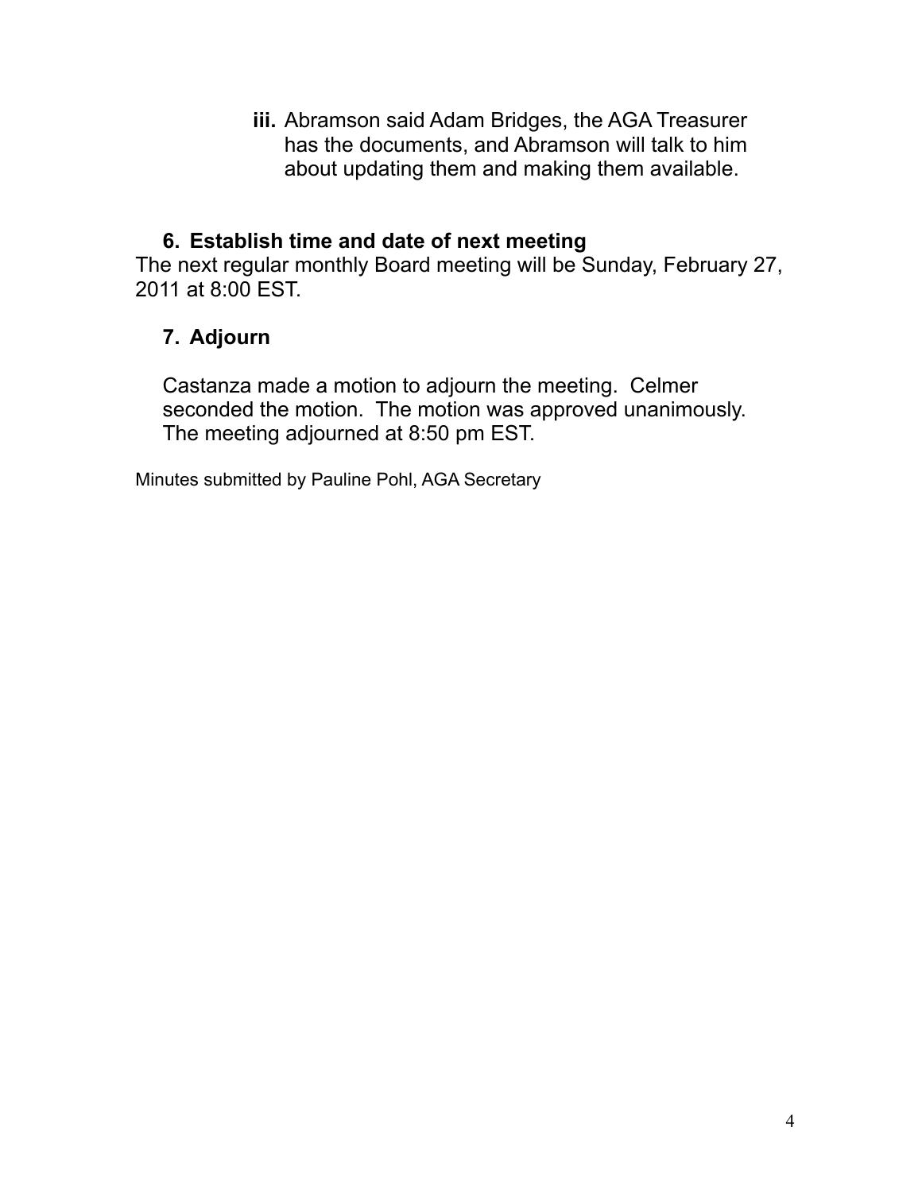iii. Abramson said Adam Bridges, the AGA Treasurer has the documents, and Abramson will talk to him about updating them and making them available.

## 6. Establish time and date of next meeting

The next regular monthly Board meeting will be Sunday, February 27, 2011 at 8:00 EST.

## 7. Adjourn

Castanza made a motion to adjourn the meeting. Celmer seconded the motion. The motion was approved unanimously. The meeting adjourned at 8:50 pm EST.

Minutes submitted by Pauline Pohl, AGA Secretary